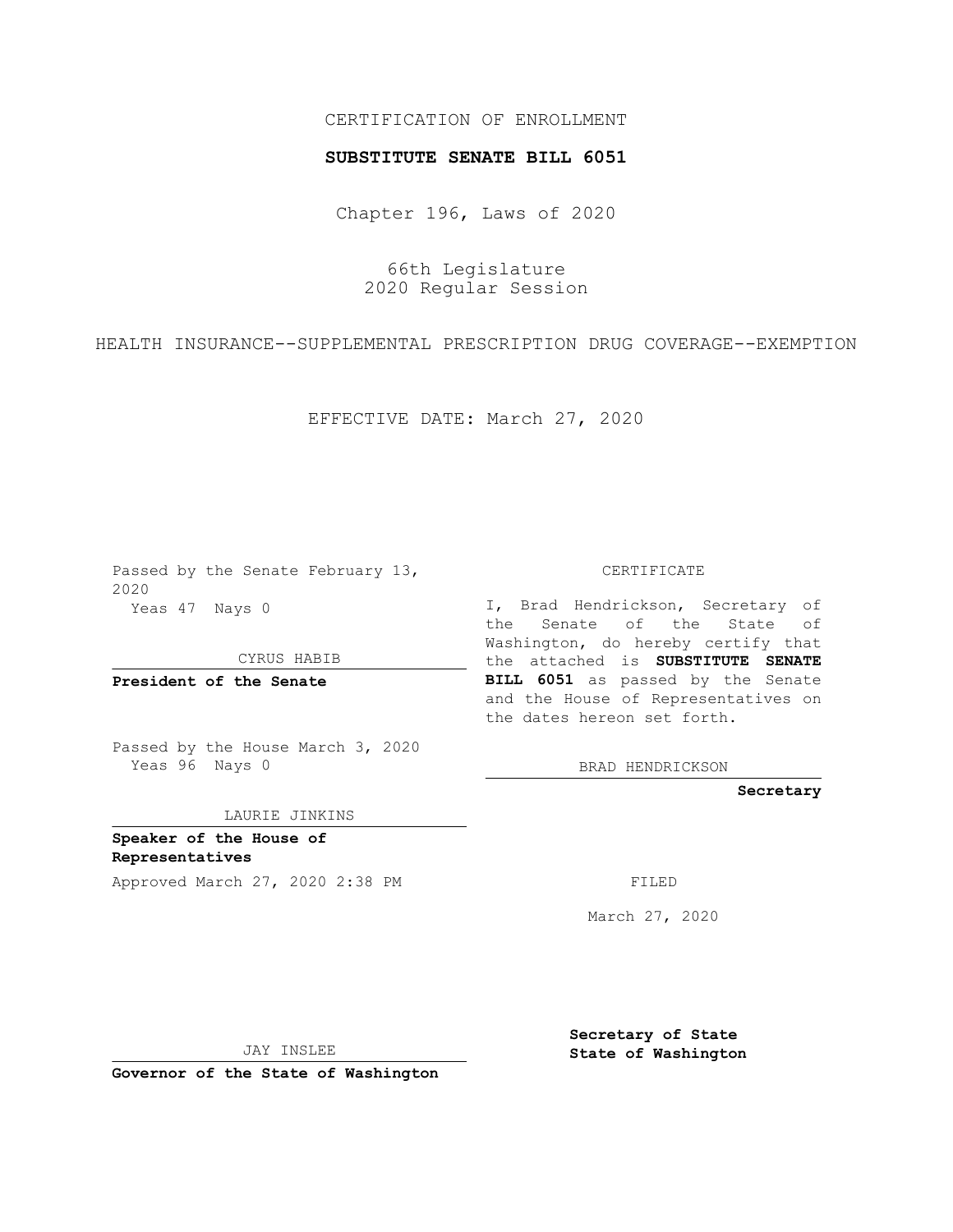CERTIFICATION OF ENROLLMENT

**SUBSTITUTE SENATE BILL 6051**

Chapter 196, Laws of 2020

66th Legislature
2020 Regular Session

HEALTH INSURANCE--SUPPLEMENTAL PRESCRIPTION DRUG COVERAGE--EXEMPTION

EFFECTIVE DATE: March 27, 2020

Passed by the Senate February 13, 2020
Yeas 47 Nays 0

CYRUS HABIB

**President of the Senate**

Passed by the House March 3, 2020
Yeas 96 Nays 0

LAURIE JINKINS

**Speaker of the House of Representatives**

Approved March 27, 2020 2:38 PM

JAY INSLEE

**Governor of the State of Washington**

CERTIFICATE

I, Brad Hendrickson, Secretary of the Senate of the State of Washington, do hereby certify that the attached is **SUBSTITUTE SENATE BILL 6051** as passed by the Senate and the House of Representatives on the dates hereon set forth.

BRAD HENDRICKSON

**Secretary**

FILED

March 27, 2020

**Secretary of State**
**State of Washington**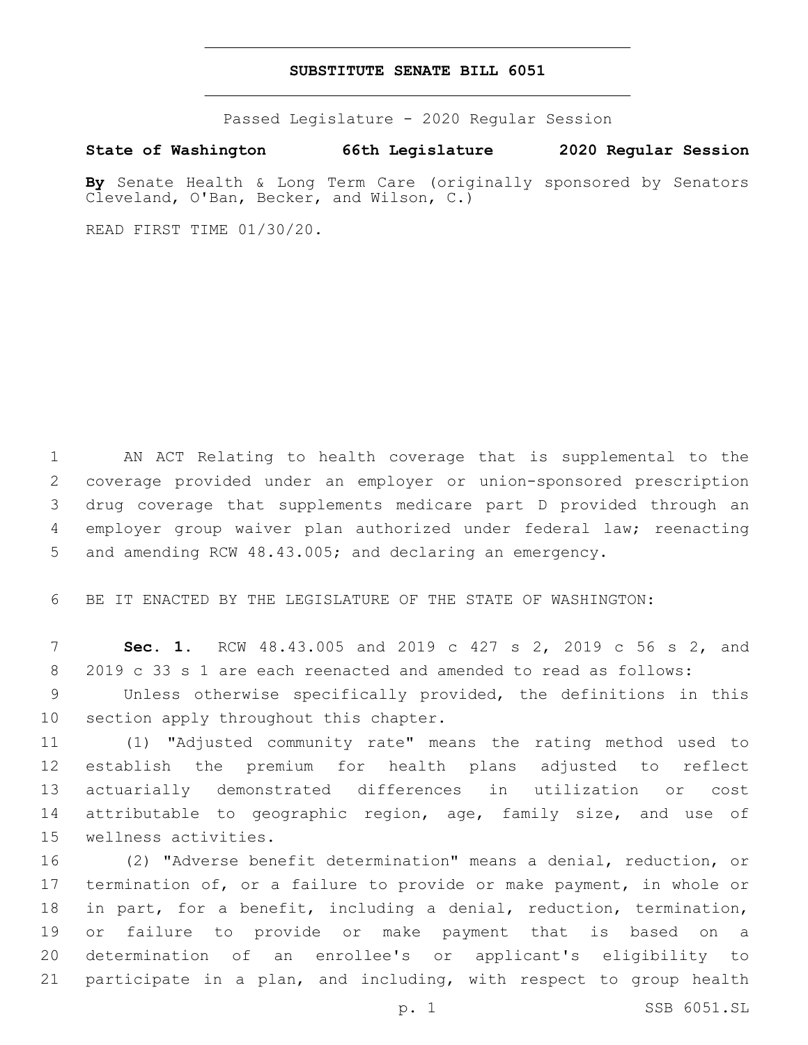# SUBSTITUTE SENATE BILL 6051

Passed Legislature - 2020 Regular Session

**State of Washington 66th Legislature 2020 Regular Session**

**By** Senate Health & Long Term Care (originally sponsored by Senators Cleveland, O'Ban, Becker, and Wilson, C.)

READ FIRST TIME 01/30/20.

1 AN ACT Relating to health coverage that is supplemental to the
2 coverage provided under an employer or union-sponsored prescription
3 drug coverage that supplements medicare part D provided through an
4 employer group waiver plan authorized under federal law; reenacting
5 and amending RCW 48.43.005; and declaring an emergency.

6 BE IT ENACTED BY THE LEGISLATURE OF THE STATE OF WASHINGTON:

7 **Sec. 1.** RCW 48.43.005 and 2019 c 427 s 2, 2019 c 56 s 2, and
8 2019 c 33 s 1 are each reenacted and amended to read as follows:

9 Unless otherwise specifically provided, the definitions in this
10 section apply throughout this chapter.

11 (1) "Adjusted community rate" means the rating method used to
12 establish the premium for health plans adjusted to reflect
13 actuarially demonstrated differences in utilization or cost
14 attributable to geographic region, age, family size, and use of
15 wellness activities.

16 (2) "Adverse benefit determination" means a denial, reduction, or
17 termination of, or a failure to provide or make payment, in whole or
18 in part, for a benefit, including a denial, reduction, termination,
19 or failure to provide or make payment that is based on a
20 determination of an enrollee's or applicant's eligibility to
21 participate in a plan, and including, with respect to group health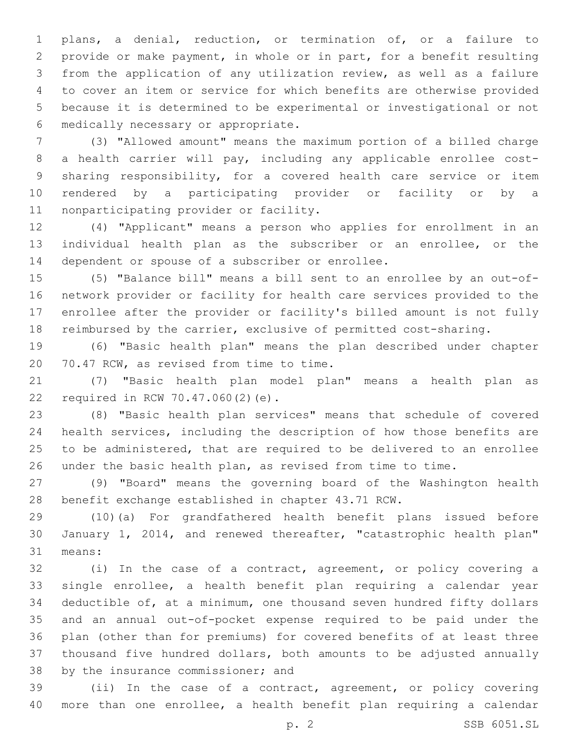plans, a denial, reduction, or termination of, or a failure to provide or make payment, in whole or in part, for a benefit resulting from the application of any utilization review, as well as a failure to cover an item or service for which benefits are otherwise provided because it is determined to be experimental or investigational or not medically necessary or appropriate.

(3) "Allowed amount" means the maximum portion of a billed charge a health carrier will pay, including any applicable enrollee cost-sharing responsibility, for a covered health care service or item rendered by a participating provider or facility or by a nonparticipating provider or facility.

(4) "Applicant" means a person who applies for enrollment in an individual health plan as the subscriber or an enrollee, or the dependent or spouse of a subscriber or enrollee.

(5) "Balance bill" means a bill sent to an enrollee by an out-of-network provider or facility for health care services provided to the enrollee after the provider or facility's billed amount is not fully reimbursed by the carrier, exclusive of permitted cost-sharing.

(6) "Basic health plan" means the plan described under chapter 70.47 RCW, as revised from time to time.

(7) "Basic health plan model plan" means a health plan as required in RCW 70.47.060(2)(e).

(8) "Basic health plan services" means that schedule of covered health services, including the description of how those benefits are to be administered, that are required to be delivered to an enrollee under the basic health plan, as revised from time to time.

(9) "Board" means the governing board of the Washington health benefit exchange established in chapter 43.71 RCW.

(10)(a) For grandfathered health benefit plans issued before January 1, 2014, and renewed thereafter, "catastrophic health plan" means:

(i) In the case of a contract, agreement, or policy covering a single enrollee, a health benefit plan requiring a calendar year deductible of, at a minimum, one thousand seven hundred fifty dollars and an annual out-of-pocket expense required to be paid under the plan (other than for premiums) for covered benefits of at least three thousand five hundred dollars, both amounts to be adjusted annually by the insurance commissioner; and

(ii) In the case of a contract, agreement, or policy covering more than one enrollee, a health benefit plan requiring a calendar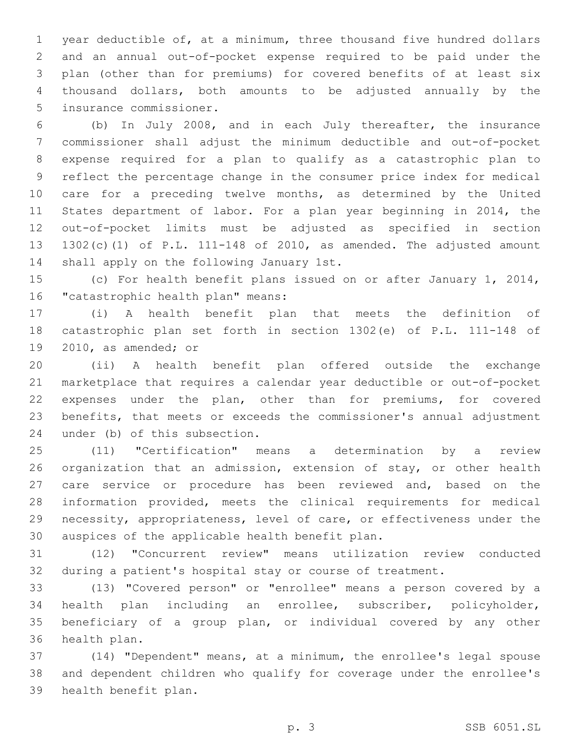year deductible of, at a minimum, three thousand five hundred dollars and an annual out-of-pocket expense required to be paid under the plan (other than for premiums) for covered benefits of at least six thousand dollars, both amounts to be adjusted annually by the insurance commissioner.

(b) In July 2008, and in each July thereafter, the insurance commissioner shall adjust the minimum deductible and out-of-pocket expense required for a plan to qualify as a catastrophic plan to reflect the percentage change in the consumer price index for medical care for a preceding twelve months, as determined by the United States department of labor. For a plan year beginning in 2014, the out-of-pocket limits must be adjusted as specified in section 1302(c)(1) of P.L. 111-148 of 2010, as amended. The adjusted amount shall apply on the following January 1st.

(c) For health benefit plans issued on or after January 1, 2014, "catastrophic health plan" means:

(i) A health benefit plan that meets the definition of catastrophic plan set forth in section 1302(e) of P.L. 111-148 of 2010, as amended; or

(ii) A health benefit plan offered outside the exchange marketplace that requires a calendar year deductible or out-of-pocket expenses under the plan, other than for premiums, for covered benefits, that meets or exceeds the commissioner's annual adjustment under (b) of this subsection.

(11) "Certification" means a determination by a review organization that an admission, extension of stay, or other health care service or procedure has been reviewed and, based on the information provided, meets the clinical requirements for medical necessity, appropriateness, level of care, or effectiveness under the auspices of the applicable health benefit plan.

(12) "Concurrent review" means utilization review conducted during a patient's hospital stay or course of treatment.

(13) "Covered person" or "enrollee" means a person covered by a health plan including an enrollee, subscriber, policyholder, beneficiary of a group plan, or individual covered by any other health plan.

(14) "Dependent" means, at a minimum, the enrollee's legal spouse and dependent children who qualify for coverage under the enrollee's health benefit plan.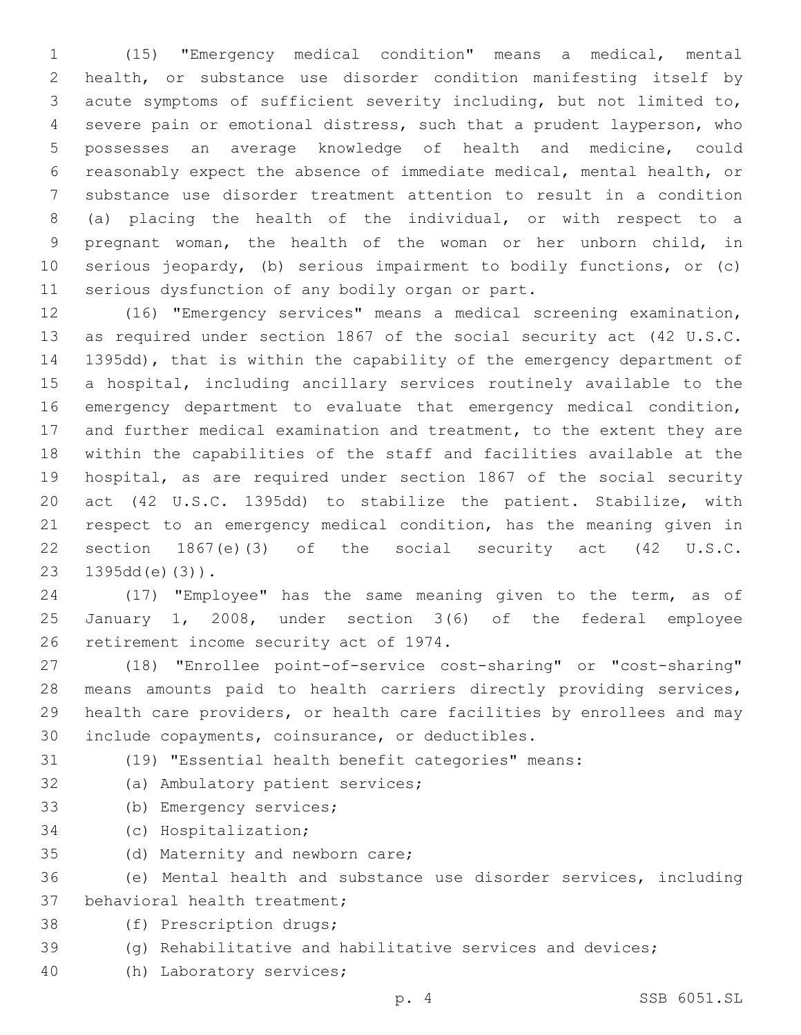(15) "Emergency medical condition" means a medical, mental health, or substance use disorder condition manifesting itself by acute symptoms of sufficient severity including, but not limited to, severe pain or emotional distress, such that a prudent layperson, who possesses an average knowledge of health and medicine, could reasonably expect the absence of immediate medical, mental health, or substance use disorder treatment attention to result in a condition (a) placing the health of the individual, or with respect to a pregnant woman, the health of the woman or her unborn child, in serious jeopardy, (b) serious impairment to bodily functions, or (c) serious dysfunction of any bodily organ or part.

(16) "Emergency services" means a medical screening examination, as required under section 1867 of the social security act (42 U.S.C. 1395dd), that is within the capability of the emergency department of a hospital, including ancillary services routinely available to the emergency department to evaluate that emergency medical condition, and further medical examination and treatment, to the extent they are within the capabilities of the staff and facilities available at the hospital, as are required under section 1867 of the social security act (42 U.S.C. 1395dd) to stabilize the patient. Stabilize, with respect to an emergency medical condition, has the meaning given in section 1867(e)(3) of the social security act (42 U.S.C. 1395dd(e)(3)).

(17) "Employee" has the same meaning given to the term, as of January 1, 2008, under section 3(6) of the federal employee retirement income security act of 1974.

(18) "Enrollee point-of-service cost-sharing" or "cost-sharing" means amounts paid to health carriers directly providing services, health care providers, or health care facilities by enrollees and may include copayments, coinsurance, or deductibles.

(19) "Essential health benefit categories" means:

(a) Ambulatory patient services;

(b) Emergency services;

(c) Hospitalization;

(d) Maternity and newborn care;

(e) Mental health and substance use disorder services, including behavioral health treatment;

(f) Prescription drugs;

(g) Rehabilitative and habilitative services and devices;

(h) Laboratory services;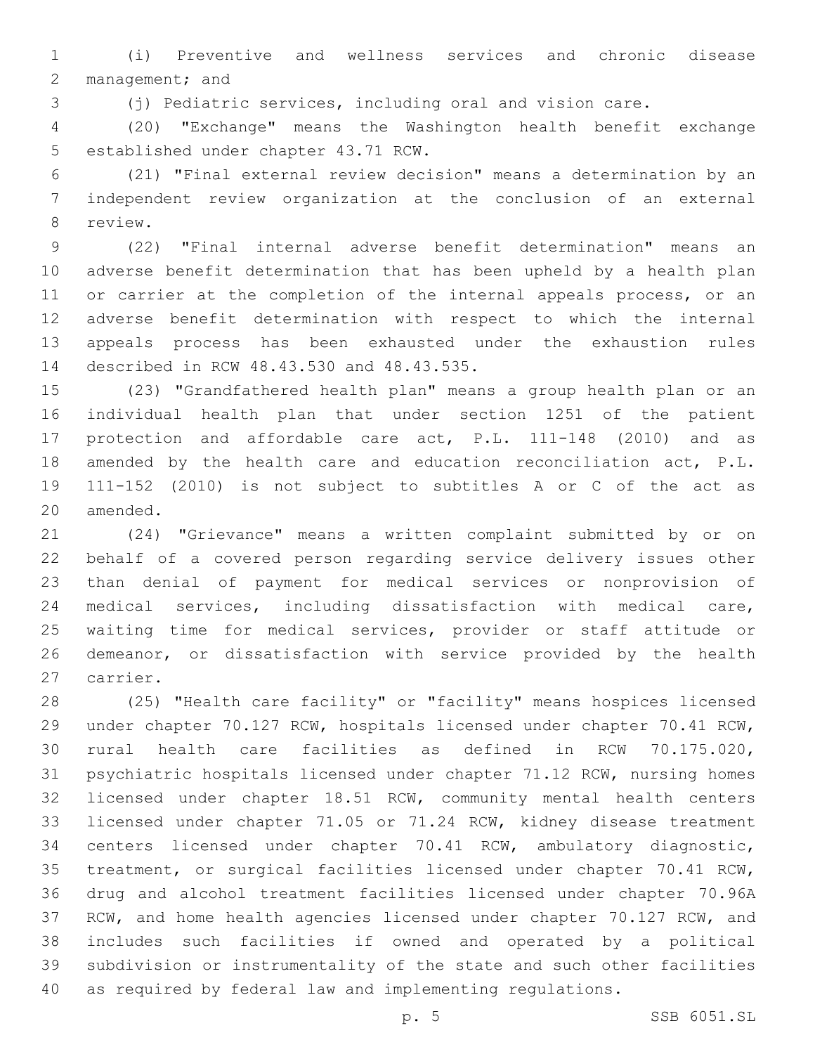(i) Preventive and wellness services and chronic disease management; and

(j) Pediatric services, including oral and vision care.

(20) "Exchange" means the Washington health benefit exchange established under chapter 43.71 RCW.

(21) "Final external review decision" means a determination by an independent review organization at the conclusion of an external review.

(22) "Final internal adverse benefit determination" means an adverse benefit determination that has been upheld by a health plan or carrier at the completion of the internal appeals process, or an adverse benefit determination with respect to which the internal appeals process has been exhausted under the exhaustion rules described in RCW 48.43.530 and 48.43.535.

(23) "Grandfathered health plan" means a group health plan or an individual health plan that under section 1251 of the patient protection and affordable care act, P.L. 111-148 (2010) and as amended by the health care and education reconciliation act, P.L. 111-152 (2010) is not subject to subtitles A or C of the act as amended.

(24) "Grievance" means a written complaint submitted by or on behalf of a covered person regarding service delivery issues other than denial of payment for medical services or nonprovision of medical services, including dissatisfaction with medical care, waiting time for medical services, provider or staff attitude or demeanor, or dissatisfaction with service provided by the health carrier.

(25) "Health care facility" or "facility" means hospices licensed under chapter 70.127 RCW, hospitals licensed under chapter 70.41 RCW, rural health care facilities as defined in RCW 70.175.020, psychiatric hospitals licensed under chapter 71.12 RCW, nursing homes licensed under chapter 18.51 RCW, community mental health centers licensed under chapter 71.05 or 71.24 RCW, kidney disease treatment centers licensed under chapter 70.41 RCW, ambulatory diagnostic, treatment, or surgical facilities licensed under chapter 70.41 RCW, drug and alcohol treatment facilities licensed under chapter 70.96A RCW, and home health agencies licensed under chapter 70.127 RCW, and includes such facilities if owned and operated by a political subdivision or instrumentality of the state and such other facilities as required by federal law and implementing regulations.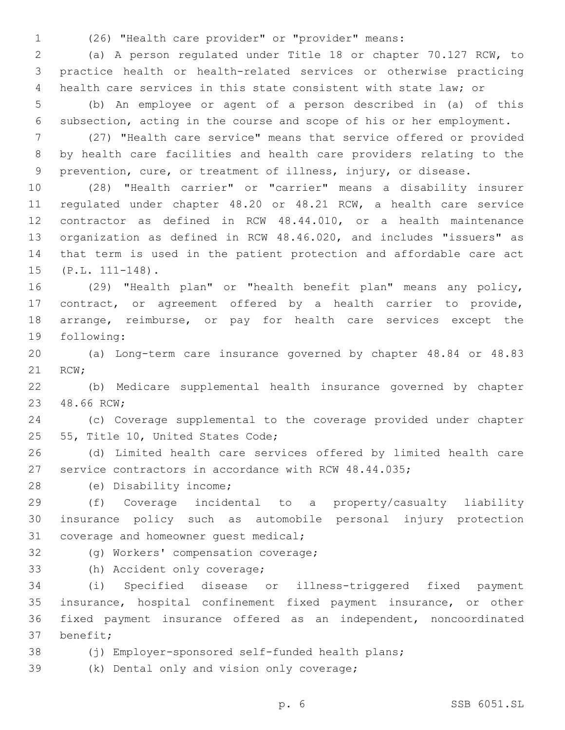(26) "Health care provider" or "provider" means:

(a) A person regulated under Title 18 or chapter 70.127 RCW, to practice health or health-related services or otherwise practicing health care services in this state consistent with state law; or

(b) An employee or agent of a person described in (a) of this subsection, acting in the course and scope of his or her employment.

(27) "Health care service" means that service offered or provided by health care facilities and health care providers relating to the prevention, cure, or treatment of illness, injury, or disease.

(28) "Health carrier" or "carrier" means a disability insurer regulated under chapter 48.20 or 48.21 RCW, a health care service contractor as defined in RCW 48.44.010, or a health maintenance organization as defined in RCW 48.46.020, and includes "issuers" as that term is used in the patient protection and affordable care act (P.L. 111-148).

(29) "Health plan" or "health benefit plan" means any policy, contract, or agreement offered by a health carrier to provide, arrange, reimburse, or pay for health care services except the following:

(a) Long-term care insurance governed by chapter 48.84 or 48.83 RCW;

(b) Medicare supplemental health insurance governed by chapter 48.66 RCW;

(c) Coverage supplemental to the coverage provided under chapter 55, Title 10, United States Code;

(d) Limited health care services offered by limited health care service contractors in accordance with RCW 48.44.035;

(e) Disability income;

(f) Coverage incidental to a property/casualty liability insurance policy such as automobile personal injury protection coverage and homeowner guest medical;

(g) Workers' compensation coverage;

(h) Accident only coverage;

(i) Specified disease or illness-triggered fixed payment insurance, hospital confinement fixed payment insurance, or other fixed payment insurance offered as an independent, noncoordinated benefit;

(j) Employer-sponsored self-funded health plans;

(k) Dental only and vision only coverage;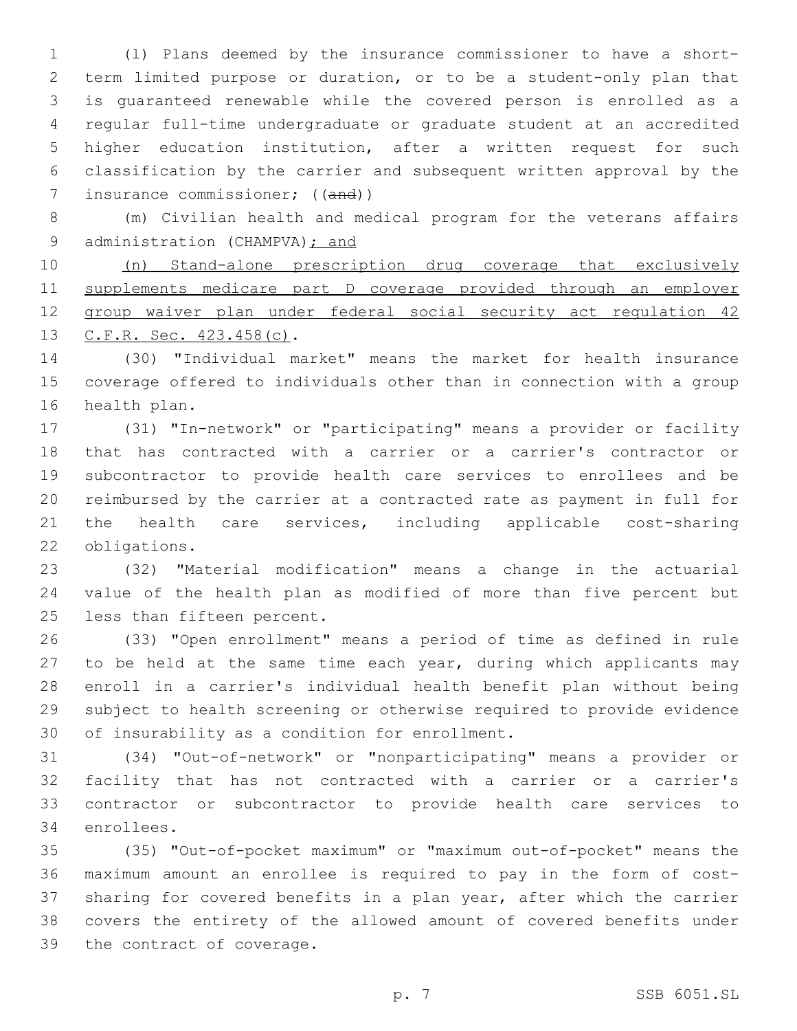(l) Plans deemed by the insurance commissioner to have a short-term limited purpose or duration, or to be a student-only plan that is guaranteed renewable while the covered person is enrolled as a regular full-time undergraduate or graduate student at an accredited higher education institution, after a written request for such classification by the carrier and subsequent written approval by the insurance commissioner; ((~~and~~))

(m) Civilian health and medical program for the veterans affairs administration (CHAMPVA)<u>; and</u>

<u>(n) Stand-alone prescription drug coverage that exclusively supplements medicare part D coverage provided through an employer group waiver plan under federal social security act regulation 42 C.F.R. Sec. 423.458(c)</u>.

(30) "Individual market" means the market for health insurance coverage offered to individuals other than in connection with a group health plan.

(31) "In-network" or "participating" means a provider or facility that has contracted with a carrier or a carrier's contractor or subcontractor to provide health care services to enrollees and be reimbursed by the carrier at a contracted rate as payment in full for the health care services, including applicable cost-sharing obligations.

(32) "Material modification" means a change in the actuarial value of the health plan as modified of more than five percent but less than fifteen percent.

(33) "Open enrollment" means a period of time as defined in rule to be held at the same time each year, during which applicants may enroll in a carrier's individual health benefit plan without being subject to health screening or otherwise required to provide evidence of insurability as a condition for enrollment.

(34) "Out-of-network" or "nonparticipating" means a provider or facility that has not contracted with a carrier or a carrier's contractor or subcontractor to provide health care services to enrollees.

(35) "Out-of-pocket maximum" or "maximum out-of-pocket" means the maximum amount an enrollee is required to pay in the form of cost-sharing for covered benefits in a plan year, after which the carrier covers the entirety of the allowed amount of covered benefits under the contract of coverage.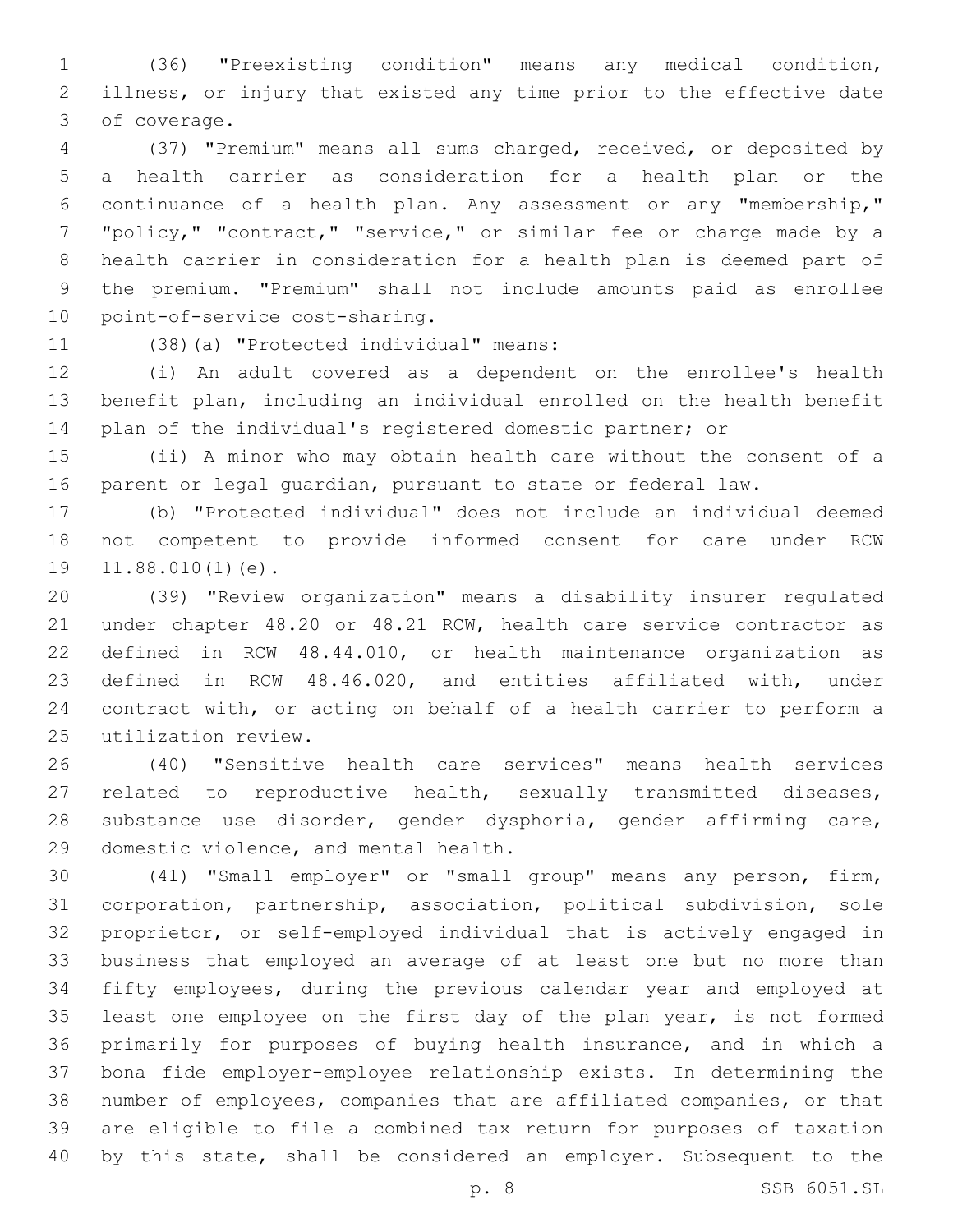(36) "Preexisting condition" means any medical condition, illness, or injury that existed any time prior to the effective date of coverage.

(37) "Premium" means all sums charged, received, or deposited by a health carrier as consideration for a health plan or the continuance of a health plan. Any assessment or any "membership," "policy," "contract," "service," or similar fee or charge made by a health carrier in consideration for a health plan is deemed part of the premium. "Premium" shall not include amounts paid as enrollee point-of-service cost-sharing.

(38)(a) "Protected individual" means:

(i) An adult covered as a dependent on the enrollee's health benefit plan, including an individual enrolled on the health benefit plan of the individual's registered domestic partner; or

(ii) A minor who may obtain health care without the consent of a parent or legal guardian, pursuant to state or federal law.

(b) "Protected individual" does not include an individual deemed not competent to provide informed consent for care under RCW 11.88.010(1)(e).

(39) "Review organization" means a disability insurer regulated under chapter 48.20 or 48.21 RCW, health care service contractor as defined in RCW 48.44.010, or health maintenance organization as defined in RCW 48.46.020, and entities affiliated with, under contract with, or acting on behalf of a health carrier to perform a utilization review.

(40) "Sensitive health care services" means health services related to reproductive health, sexually transmitted diseases, substance use disorder, gender dysphoria, gender affirming care, domestic violence, and mental health.

(41) "Small employer" or "small group" means any person, firm, corporation, partnership, association, political subdivision, sole proprietor, or self-employed individual that is actively engaged in business that employed an average of at least one but no more than fifty employees, during the previous calendar year and employed at least one employee on the first day of the plan year, is not formed primarily for purposes of buying health insurance, and in which a bona fide employer-employee relationship exists. In determining the number of employees, companies that are affiliated companies, or that are eligible to file a combined tax return for purposes of taxation by this state, shall be considered an employer. Subsequent to the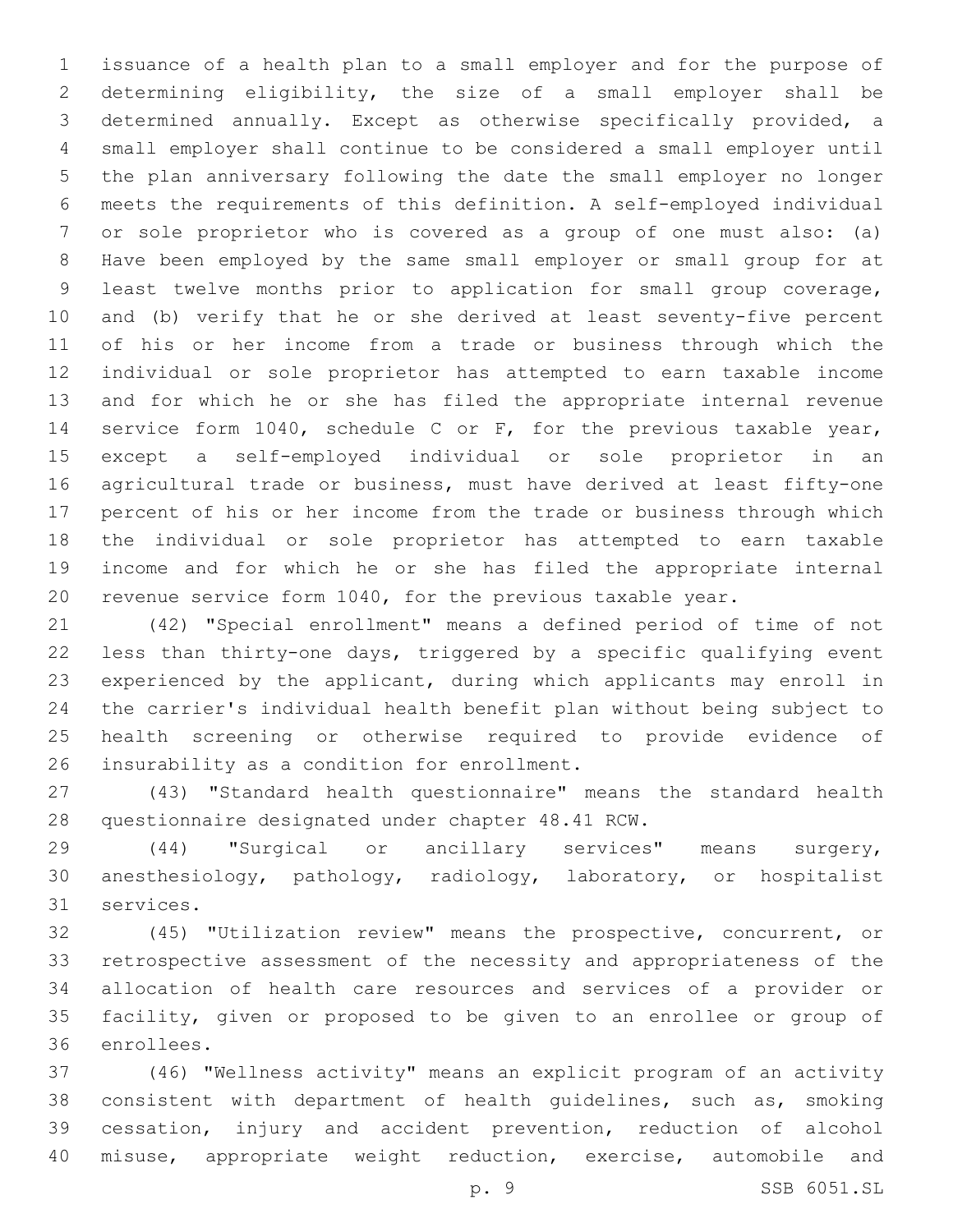issuance of a health plan to a small employer and for the purpose of determining eligibility, the size of a small employer shall be determined annually. Except as otherwise specifically provided, a small employer shall continue to be considered a small employer until the plan anniversary following the date the small employer no longer meets the requirements of this definition. A self-employed individual or sole proprietor who is covered as a group of one must also: (a) Have been employed by the same small employer or small group for at least twelve months prior to application for small group coverage, and (b) verify that he or she derived at least seventy-five percent of his or her income from a trade or business through which the individual or sole proprietor has attempted to earn taxable income and for which he or she has filed the appropriate internal revenue service form 1040, schedule C or F, for the previous taxable year, except a self-employed individual or sole proprietor in an agricultural trade or business, must have derived at least fifty-one percent of his or her income from the trade or business through which the individual or sole proprietor has attempted to earn taxable income and for which he or she has filed the appropriate internal revenue service form 1040, for the previous taxable year.

(42) "Special enrollment" means a defined period of time of not less than thirty-one days, triggered by a specific qualifying event experienced by the applicant, during which applicants may enroll in the carrier's individual health benefit plan without being subject to health screening or otherwise required to provide evidence of insurability as a condition for enrollment.

(43) "Standard health questionnaire" means the standard health questionnaire designated under chapter 48.41 RCW.

(44) "Surgical or ancillary services" means surgery, anesthesiology, pathology, radiology, laboratory, or hospitalist services.

(45) "Utilization review" means the prospective, concurrent, or retrospective assessment of the necessity and appropriateness of the allocation of health care resources and services of a provider or facility, given or proposed to be given to an enrollee or group of enrollees.

(46) "Wellness activity" means an explicit program of an activity consistent with department of health guidelines, such as, smoking cessation, injury and accident prevention, reduction of alcohol misuse, appropriate weight reduction, exercise, automobile and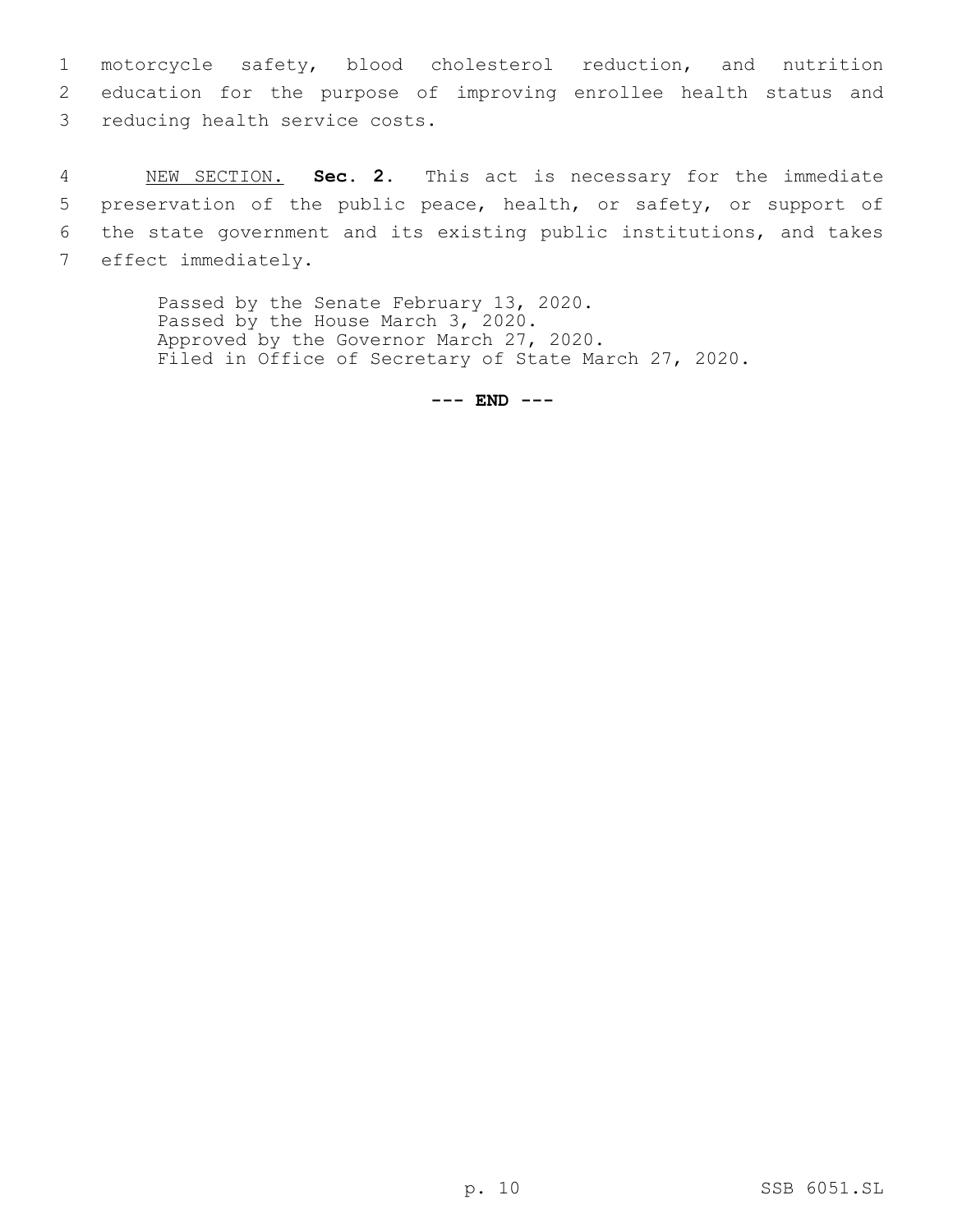motorcycle safety, blood cholesterol reduction, and nutrition education for the purpose of improving enrollee health status and reducing health service costs.

NEW SECTION. **Sec. 2.** This act is necessary for the immediate preservation of the public peace, health, or safety, or support of the state government and its existing public institutions, and takes effect immediately.

Passed by the Senate February 13, 2020.
Passed by the House March 3, 2020.
Approved by the Governor March 27, 2020.
Filed in Office of Secretary of State March 27, 2020.

**--- END ---**